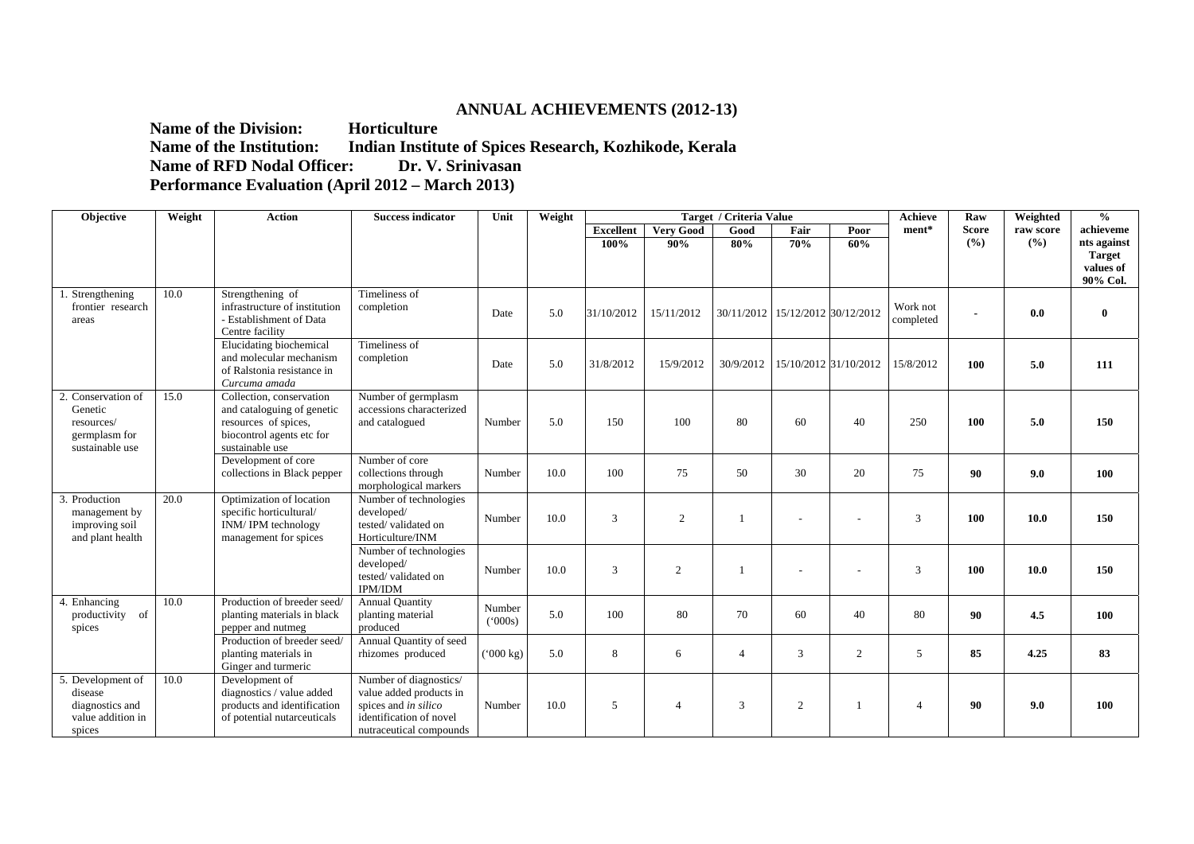## ANNUAL ACHIEVEMENTS (2012-13)

**Name of the Division:** Horticulture
**Name of the Institution:** Indian Institute of Spices Research, Kozhikode, Kerala
**Name of RFD Nodal Officer:** Dr. V. Srinivasan
**Performance Evaluation (April 2012 – March 2013)**

| Objective | Weight | Action | Success indicator | Unit | Weight | Target / Criteria Value | | | | | Achievement* | Raw Score (%) | Weighted raw score (%) | % achievements against Target values of 90% Col. |
|---|---|---|---|---|---|---|---|---|---|---|---|---|---|---|
| | | | | | | Excellent 100% | Very Good 90% | Good 80% | Fair 70% | Poor 60% | | | | |
| 1. Strengthening frontier research areas | 10.0 | Strengthening of infrastructure of institution - Establishment of Data Centre facility | Timeliness of completion | Date | 5.0 | 31/10/2012 | 15/11/2012 | 30/11/2012 | 15/12/2012 | 30/12/2012 | Work not completed | - | **0.0** | **0** |
| | | Elucidating biochemical and molecular mechanism of Ralstonia resistance in *Curcuma amada* | Timeliness of completion | Date | 5.0 | 31/8/2012 | 15/9/2012 | 30/9/2012 | 15/10/2012 | 31/10/2012 | 15/8/2012 | **100** | **5.0** | **111** |
| 2. Conservation of Genetic resources/ germplasm for sustainable use | 15.0 | Collection, conservation and cataloguing of genetic resources of spices, biocontrol agents etc for sustainable use | Number of germplasm accessions characterized and catalogued | Number | 5.0 | 150 | 100 | 80 | 60 | 40 | 250 | **100** | **5.0** | **150** |
| | | Development of core collections in Black pepper | Number of core collections through morphological markers | Number | 10.0 | 100 | 75 | 50 | 30 | 20 | 75 | **90** | **9.0** | **100** |
| 3. Production management by improving soil and plant health | 20.0 | Optimization of location specific horticultural/ INM/ IPM technology management for spices | Number of technologies developed/ tested/ validated on Horticulture/INM | Number | 10.0 | 3 | 2 | 1 | - | - | 3 | **100** | **10.0** | **150** |
| | | | Number of technologies developed/ tested/ validated on IPM/IDM | Number | 10.0 | 3 | 2 | 1 | - | - | 3 | **100** | **10.0** | **150** |
| 4. Enhancing productivity of spices | 10.0 | Production of breeder seed/ planting materials in black pepper and nutmeg | Annual Quantity planting material produced | Number ('000s) | 5.0 | 100 | 80 | 70 | 60 | 40 | 80 | **90** | **4.5** | **100** |
| | | Production of breeder seed/ planting materials in Ginger and turmeric | Annual Quantity of seed rhizomes produced | ('000 kg) | 5.0 | 8 | 6 | 4 | 3 | 2 | 5 | **85** | **4.25** | **83** |
| 5. Development of disease diagnostics and value addition in spices | 10.0 | Development of diagnostics / value added products and identification of potential nutarceuticals | Number of diagnostics/ value added products in spices and *in silico* identification of novel nutraceutical compounds | Number | 10.0 | 5 | 4 | 3 | 2 | 1 | 4 | **90** | **9.0** | **100** |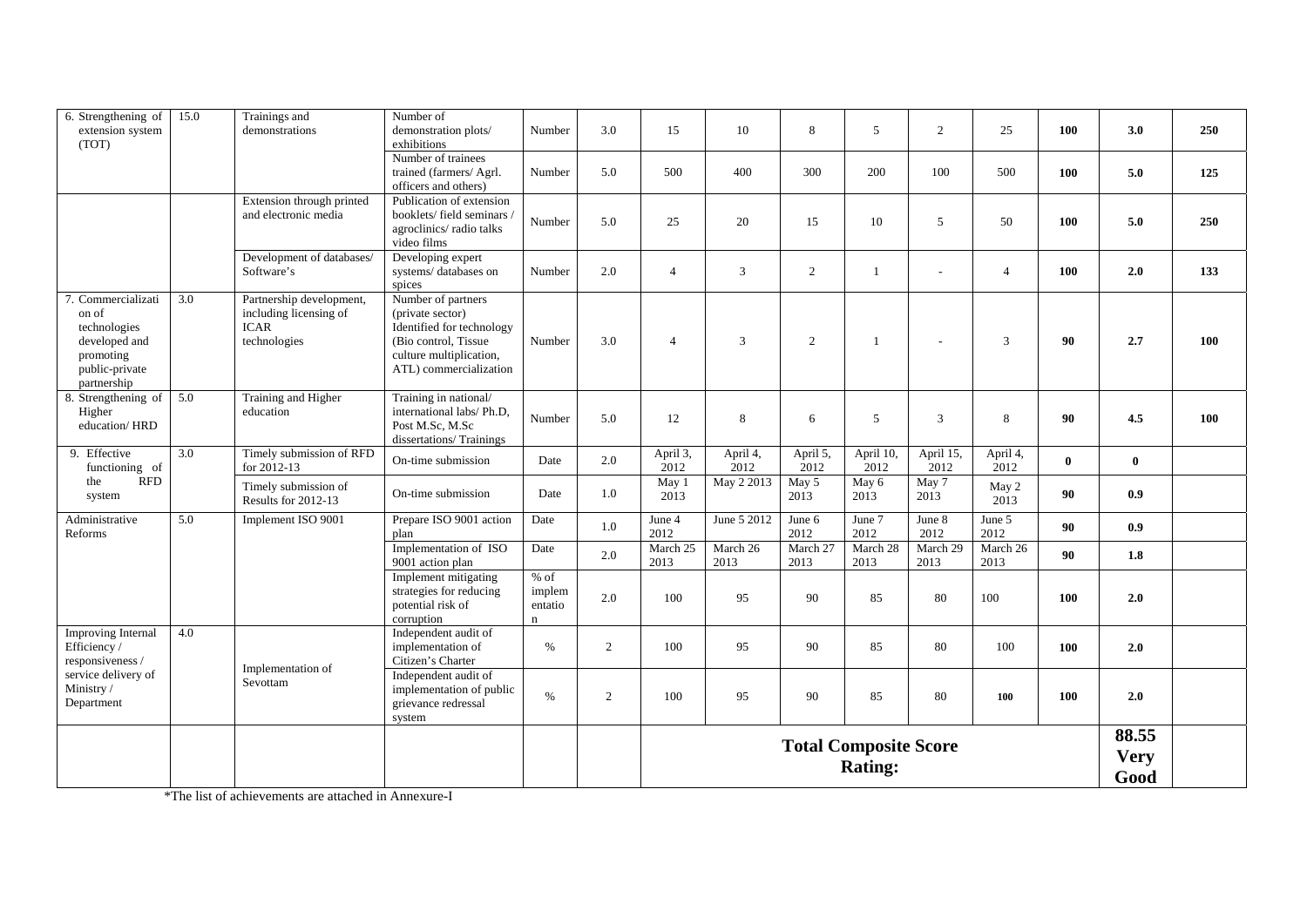| | | | | | | | | | | | | | | |
|---|---|---|---|---|---|---|---|---|---|---|---|---|---|---|
| 6. Strengthening of extension system (TOT) | 15.0 | Trainings and demonstrations | Number of demonstration plots/ exhibitions | Number | 3.0 | 15 | 10 | 8 | 5 | 2 | 25 | **100** | **3.0** | **250** |
| | | | Number of trainees trained (farmers/ Agrl. officers and others) | Number | 5.0 | 500 | 400 | 300 | 200 | 100 | 500 | **100** | **5.0** | **125** |
| | | Extension through printed and electronic media | Publication of extension booklets/ field seminars / agroclinics/ radio talks video films | Number | 5.0 | 25 | 20 | 15 | 10 | 5 | 50 | **100** | **5.0** | **250** |
| | | Development of databases/ Software's | Developing expert systems/ databases on spices | Number | 2.0 | 4 | 3 | 2 | 1 | - | 4 | **100** | **2.0** | **133** |
| 7. Commercialization of technologies developed and promoting public-private partnership | 3.0 | Partnership development, including licensing of ICAR technologies | Number of partners (private sector) Identified for technology (Bio control, Tissue culture multiplication, ATL) commercialization | Number | 3.0 | 4 | 3 | 2 | 1 | - | 3 | **90** | **2.7** | **100** |
| 8. Strengthening of Higher education/ HRD | 5.0 | Training and Higher education | Training in national/ international labs/ Ph.D, Post M.Sc, M.Sc dissertations/ Trainings | Number | 5.0 | 12 | 8 | 6 | 5 | 3 | 8 | **90** | **4.5** | **100** |
| 9. Effective functioning of the RFD system | 3.0 | Timely submission of RFD for 2012-13 | On-time submission | Date | 2.0 | April 3, 2012 | April 4, 2012 | April 5, 2012 | April 10, 2012 | April 15, 2012 | April 4, 2012 | **0** | **0** | |
| | | Timely submission of Results for 2012-13 | On-time submission | Date | 1.0 | May 1 2013 | May 2 2013 | May 5 2013 | May 6 2013 | May 7 2013 | May 2 2013 | **90** | **0.9** | |
| Administrative Reforms | 5.0 | Implement ISO 9001 | Prepare ISO 9001 action plan | Date | 1.0 | June 4 2012 | June 5 2012 | June 6 2012 | June 7 2012 | June 8 2012 | June 5 2012 | **90** | **0.9** | |
| | | | Implementation of ISO 9001 action plan | Date | 2.0 | March 25 2013 | March 26 2013 | March 27 2013 | March 28 2013 | March 29 2013 | March 26 2013 | **90** | **1.8** | |
| | | | Implement mitigating strategies for reducing potential risk of corruption | % of implementation | 2.0 | 100 | 95 | 90 | 85 | 80 | 100 | **100** | **2.0** | |
| Improving Internal Efficiency / responsiveness / service delivery of Ministry / Department | 4.0 | Implementation of Sevottam | Independent audit of implementation of Citizen's Charter | % | 2 | 100 | 95 | 90 | 85 | 80 | 100 | **100** | **2.0** | |
| | | | Independent audit of implementation of public grievance redressal system | % | 2 | 100 | 95 | 90 | 85 | 80 | **100** | **100** | **2.0** | |
| | | | | | | **Total Composite Score Rating:** | | | | | | | **88.55 Very Good** | |

*The list of achievements are attached in Annexure-I